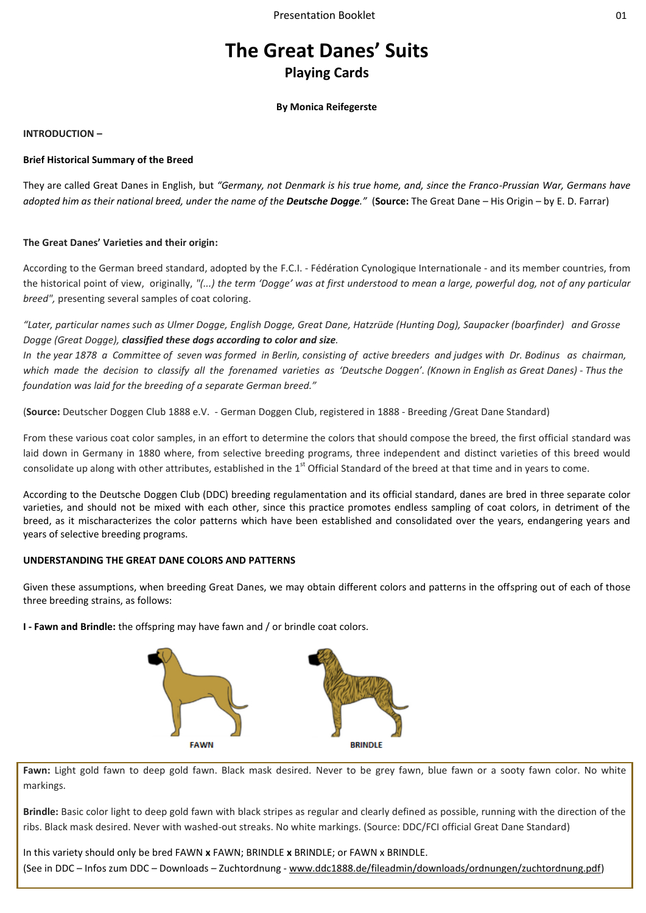# The Great Danes' Suits

## Playing Cards

**By Monica Reifegerste**

**INTRODUCTION –**

**Brief Historical Summary of the Breed**

They are called Great Danes in English, but *"Germany, not Denmark is his true home, and, since the Franco-Prussian War, Germans have adopted him as their national breed, under the name of the **Deutsche Dogge**."* (**Source:** The Great Dane – His Origin – by E. D. Farrar)

**The Great Danes' Varieties and their origin:**

According to the German breed standard, adopted by the F.C.I. - Fédération Cynologique Internationale - and its member countries, from the historical point of view, originally, *"(...) the term 'Dogge' was at first understood to mean a large, powerful dog, not of any particular breed",* presenting several samples of coat coloring.

*"Later, particular names such as Ulmer Dogge, English Dogge, Great Dane, Hatzrüde (Hunting Dog), Saupacker (boarfinder) and Grosse Dogge (Great Dogge), **classified these dogs according to color and size**.*
*In the year 1878 a Committee of seven was formed in Berlin, consisting of active breeders and judges with Dr. Bodinus as chairman, which made the decision to classify all the forenamed varieties as 'Deutsche Doggen'. (Known in English as Great Danes) - Thus the foundation was laid for the breeding of a separate German breed."*

(**Source:** Deutscher Doggen Club 1888 e.V. - German Doggen Club, registered in 1888 - Breeding /Great Dane Standard)

From these various coat color samples, in an effort to determine the colors that should compose the breed, the first official standard was laid down in Germany in 1880 where, from selective breeding programs, three independent and distinct varieties of this breed would consolidate up along with other attributes, established in the 1st Official Standard of the breed at that time and in years to come.

According to the Deutsche Doggen Club (DDC) breeding regulamentation and its official standard, danes are bred in three separate color varieties, and should not be mixed with each other, since this practice promotes endless sampling of coat colors, in detriment of the breed, as it mischaracterizes the color patterns which have been established and consolidated over the years, endangering years and years of selective breeding programs.

**UNDERSTANDING THE GREAT DANE COLORS AND PATTERNS**

Given these assumptions, when breeding Great Danes, we may obtain different colors and patterns in the offspring out of each of those three breeding strains, as follows:

**I - Fawn and Brindle:** the offspring may have fawn and / or brindle coat colors.

FAWN

BRINDLE

**Fawn:** Light gold fawn to deep gold fawn. Black mask desired. Never to be grey fawn, blue fawn or a sooty fawn color. No white markings.

**Brindle:** Basic color light to deep gold fawn with black stripes as regular and clearly defined as possible, running with the direction of the ribs. Black mask desired. Never with washed-out streaks. No white markings. (Source: DDC/FCI official Great Dane Standard)

In this variety should only be bred FAWN **x** FAWN; BRINDLE **x** BRINDLE; or FAWN x BRINDLE.
(See in DDC – Infos zum DDC – Downloads – Zuchtordnung - www.ddc1888.de/fileadmin/downloads/ordnungen/zuchtordnung.pdf)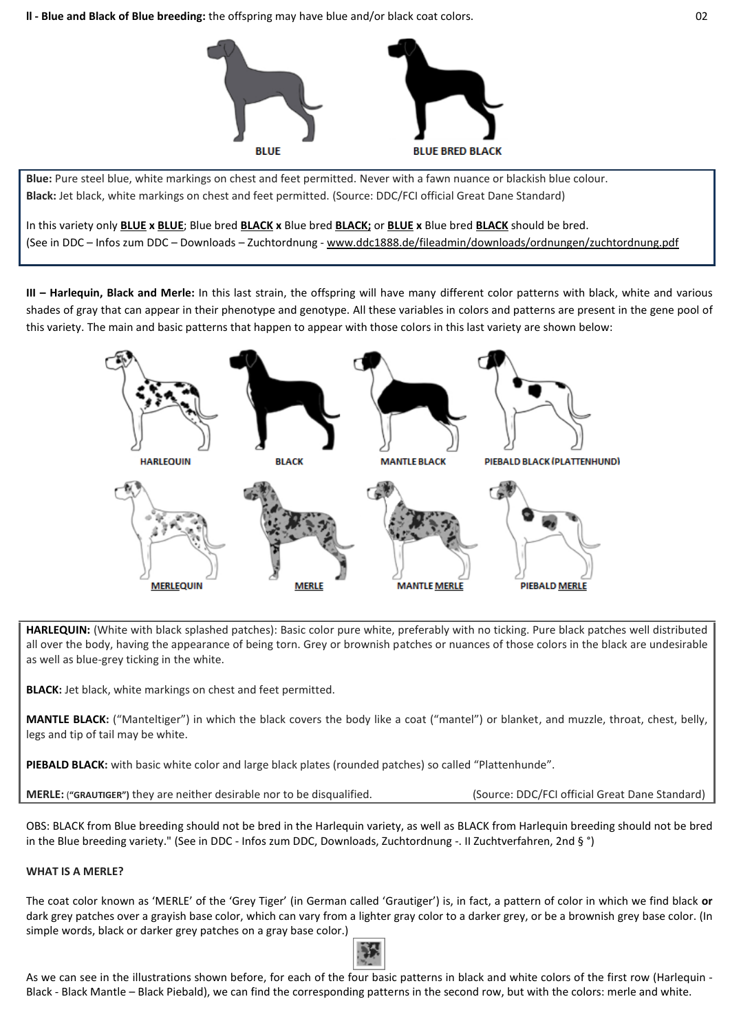**II - Blue and Black of Blue breeding:** the offspring may have blue and/or black coat colors.

BLUE

BLUE BRED BLACK

**Blue:** Pure steel blue, white markings on chest and feet permitted. Never with a fawn nuance or blackish blue colour.
**Black:** Jet black, white markings on chest and feet permitted. (Source: DDC/FCI official Great Dane Standard)

In this variety only **BLUE x BLUE**; Blue bred **BLACK x** Blue bred **BLACK;** or **BLUE x** Blue bred **BLACK** should be bred.
(See in DDC – Infos zum DDC – Downloads – Zuchtordnung - www.ddc1888.de/fileadmin/downloads/ordnungen/zuchtordnung.pdf

**III – Harlequin, Black and Merle:** In this last strain, the offspring will have many different color patterns with black, white and various shades of gray that can appear in their phenotype and genotype. All these variables in colors and patterns are present in the gene pool of this variety. The main and basic patterns that happen to appear with those colors in this last variety are shown below:

HARLEQUIN | BLACK | MANTLE BLACK | PIEBALD BLACK (PLATTENHUND)

MERLEQUIN | MERLE | MANTLE MERLE | PIEBALD MERLE

**HARLEQUIN:** (White with black splashed patches): Basic color pure white, preferably with no ticking. Pure black patches well distributed all over the body, having the appearance of being torn. Grey or brownish patches or nuances of those colors in the black are undesirable as well as blue-grey ticking in the white.

**BLACK:** Jet black, white markings on chest and feet permitted.

**MANTLE BLACK:** ("Manteltiger") in which the black covers the body like a coat ("mantel") or blanket, and muzzle, throat, chest, belly, legs and tip of tail may be white.

**PIEBALD BLACK:** with basic white color and large black plates (rounded patches) so called "Plattenhunde".

**MERLE: ("GRAUTIGER")** they are neither desirable nor to be disqualified. (Source: DDC/FCI official Great Dane Standard)

OBS: BLACK from Blue breeding should not be bred in the Harlequin variety, as well as BLACK from Harlequin breeding should not be bred in the Blue breeding variety." (See in DDC - Infos zum DDC, Downloads, Zuchtordnung -. II Zuchtverfahren, 2nd § °)

**WHAT IS A MERLE?**

The coat color known as 'MERLE' of the 'Grey Tiger' (in German called 'Grautiger') is, in fact, a pattern of color in which we find black **or** dark grey patches over a grayish base color, which can vary from a lighter gray color to a darker grey, or be a brownish grey base color. (In simple words, black or darker grey patches on a gray base color.)

As we can see in the illustrations shown before, for each of the four basic patterns in black and white colors of the first row (Harlequin - Black - Black Mantle – Black Piebald), we can find the corresponding patterns in the second row, but with the colors: merle and white.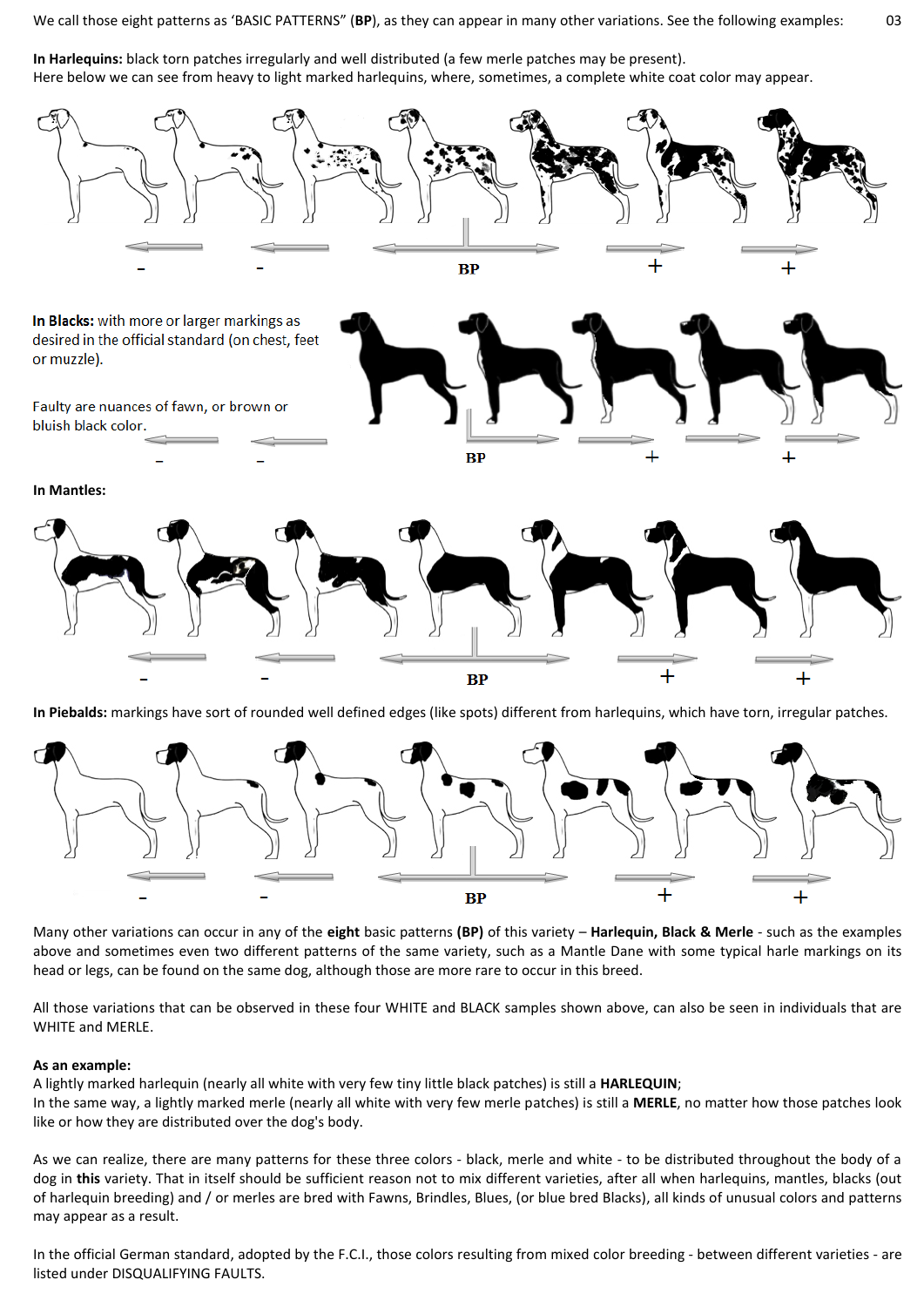We call those eight patterns as 'BASIC PATTERNS" (**BP**), as they can appear in many other variations. See the following examples:

**In Harlequins:** black torn patches irregularly and well distributed (a few merle patches may be present).
Here below we can see from heavy to light marked harlequins, where, sometimes, a complete white coat color may appear.

- - BP + +

**In Blacks:** with more or larger markings as desired in the official standard (on chest, feet or muzzle).

Faulty are nuances of fawn, or brown or bluish black color.

- - BP + +

**In Mantles:**

- - BP + +

**In Piebalds:** markings have sort of rounded well defined edges (like spots) different from harlequins, which have torn, irregular patches.

- - BP + +

Many other variations can occur in any of the **eight** basic patterns (**BP**) of this variety – **Harlequin, Black & Merle** - such as the examples above and sometimes even two different patterns of the same variety, such as a Mantle Dane with some typical harle markings on its head or legs, can be found on the same dog, although those are more rare to occur in this breed.

All those variations that can be observed in these four WHITE and BLACK samples shown above, can also be seen in individuals that are WHITE and MERLE.

**As an example:**
A lightly marked harlequin (nearly all white with very few tiny little black patches) is still a **HARLEQUIN**;
In the same way, a lightly marked merle (nearly all white with very few merle patches) is still a **MERLE**, no matter how those patches look like or how they are distributed over the dog's body.

As we can realize, there are many patterns for these three colors - black, merle and white - to be distributed throughout the body of a dog in **this** variety. That in itself should be sufficient reason not to mix different varieties, after all when harlequins, mantles, blacks (out of harlequin breeding) and / or merles are bred with Fawns, Brindles, Blues, (or blue bred Blacks), all kinds of unusual colors and patterns may appear as a result.

In the official German standard, adopted by the F.C.I., those colors resulting from mixed color breeding - between different varieties - are listed under DISQUALIFYING FAULTS.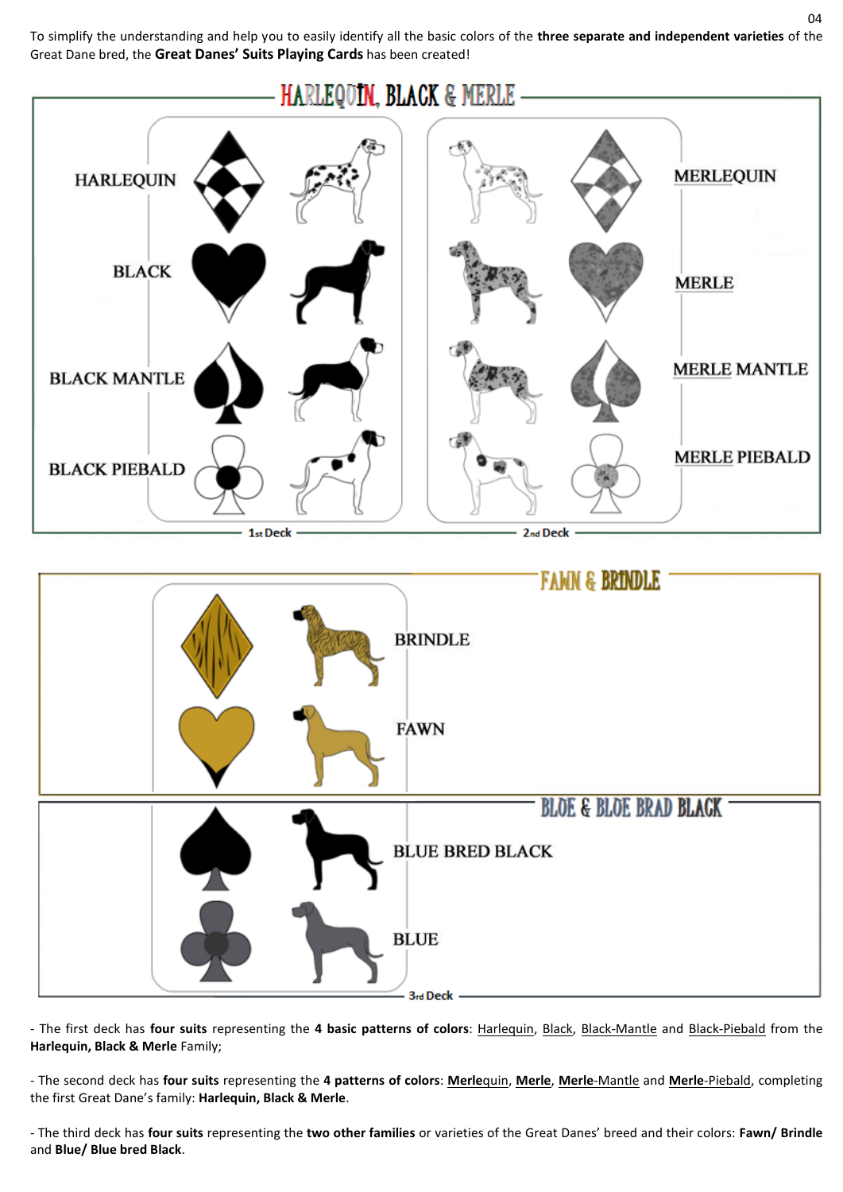To simplify the understanding and help you to easily identify all the basic colors of the **three separate and independent varieties** of the Great Dane bred, the **Great Danes' Suits Playing Cards** has been created!

## HARLEQUIN, BLACK & MERLE

| 1st Deck | 2nd Deck |
|---|---|
| HARLEQUIN | MERLEQUIN |
| BLACK | MERLE |
| BLACK MANTLE | MERLE MANTLE |
| BLACK PIEBALD | MERLE PIEBALD |

## FAWN & BRINDLE

- BRINDLE
- FAWN

## BLUE & BLUE BRAD BLACK

- BLUE BRED BLACK
- BLUE

3rd Deck

- The first deck has **four suits** representing the **4 basic patterns of colors**: Harlequin, Black, Black-Mantle and Black-Piebald from the **Harlequin, Black & Merle** Family;

- The second deck has **four suits** representing the **4 patterns of colors**: **Merle**quin, **Merle**, **Merle**-Mantle and **Merle**-Piebald, completing the first Great Dane's family: **Harlequin, Black & Merle**.

- The third deck has **four suits** representing the **two other families** or varieties of the Great Danes' breed and their colors: **Fawn/ Brindle** and **Blue/ Blue bred Black**.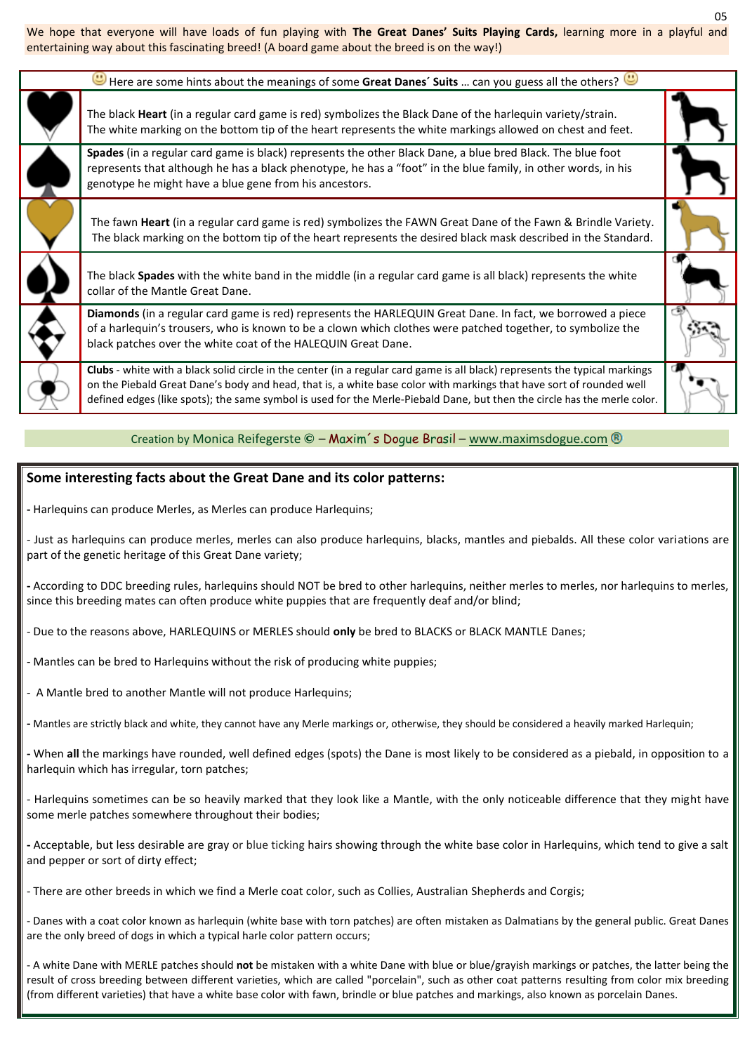We hope that everyone will have loads of fun playing with **The Great Danes' Suits Playing Cards,** learning more in a playful and entertaining way about this fascinating breed! (A board game about the breed is on the way!)

| Here are some hints about the meanings of some **Great Danes´ Suits** … can you guess all the others? |
|---|
| The black **Heart** (in a regular card game is red) symbolizes the Black Dane of the harlequin variety/strain. The white marking on the bottom tip of the heart represents the white markings allowed on chest and feet. |
| **Spades** (in a regular card game is black) represents the other Black Dane, a blue bred Black. The blue foot represents that although he has a black phenotype, he has a "foot" in the blue family, in other words, in his genotype he might have a blue gene from his ancestors. |
| The fawn **Heart** (in a regular card game is red) symbolizes the FAWN Great Dane of the Fawn & Brindle Variety. The black marking on the bottom tip of the heart represents the desired black mask described in the Standard. |
| The black **Spades** with the white band in the middle (in a regular card game is all black) represents the white collar of the Mantle Great Dane. |
| **Diamonds** (in a regular card game is red) represents the HARLEQUIN Great Dane. In fact, we borrowed a piece of a harlequin's trousers, who is known to be a clown which clothes were patched together, to symbolize the black patches over the white coat of the HALEQUIN Great Dane. |
| **Clubs** - white with a black solid circle in the center (in a regular card game is all black) represents the typical markings on the Piebald Great Dane's body and head, that is, a white base color with markings that have sort of rounded well defined edges (like spots); the same symbol is used for the Merle-Piebald Dane, but then the circle has the merle color. |

Creation by Monica Reifegerste © – Maxim´s Dogue Brasil – www.maximsdogue.com ®

## Some interesting facts about the Great Dane and its color patterns:

- Harlequins can produce Merles, as Merles can produce Harlequins;

- Just as harlequins can produce merles, merles can also produce harlequins, blacks, mantles and piebalds. All these color variations are part of the genetic heritage of this Great Dane variety;

- According to DDC breeding rules, harlequins should NOT be bred to other harlequins, neither merles to merles, nor harlequins to merles, since this breeding mates can often produce white puppies that are frequently deaf and/or blind;

- Due to the reasons above, HARLEQUINS or MERLES should **only** be bred to BLACKS or BLACK MANTLE Danes;

- Mantles can be bred to Harlequins without the risk of producing white puppies;

- A Mantle bred to another Mantle will not produce Harlequins;

- Mantles are strictly black and white, they cannot have any Merle markings or, otherwise, they should be considered a heavily marked Harlequin;

- When **all** the markings have rounded, well defined edges (spots) the Dane is most likely to be considered as a piebald, in opposition to a harlequin which has irregular, torn patches;

- Harlequins sometimes can be so heavily marked that they look like a Mantle, with the only noticeable difference that they might have some merle patches somewhere throughout their bodies;

- Acceptable, but less desirable are gray or blue ticking hairs showing through the white base color in Harlequins, which tend to give a salt and pepper or sort of dirty effect;

- There are other breeds in which we find a Merle coat color, such as Collies, Australian Shepherds and Corgis;

- Danes with a coat color known as harlequin (white base with torn patches) are often mistaken as Dalmatians by the general public. Great Danes are the only breed of dogs in which a typical harle color pattern occurs;

- A white Dane with MERLE patches should **not** be mistaken with a white Dane with blue or blue/grayish markings or patches, the latter being the result of cross breeding between different varieties, which are called "porcelain", such as other coat patterns resulting from color mix breeding (from different varieties) that have a white base color with fawn, brindle or blue patches and markings, also known as porcelain Danes.